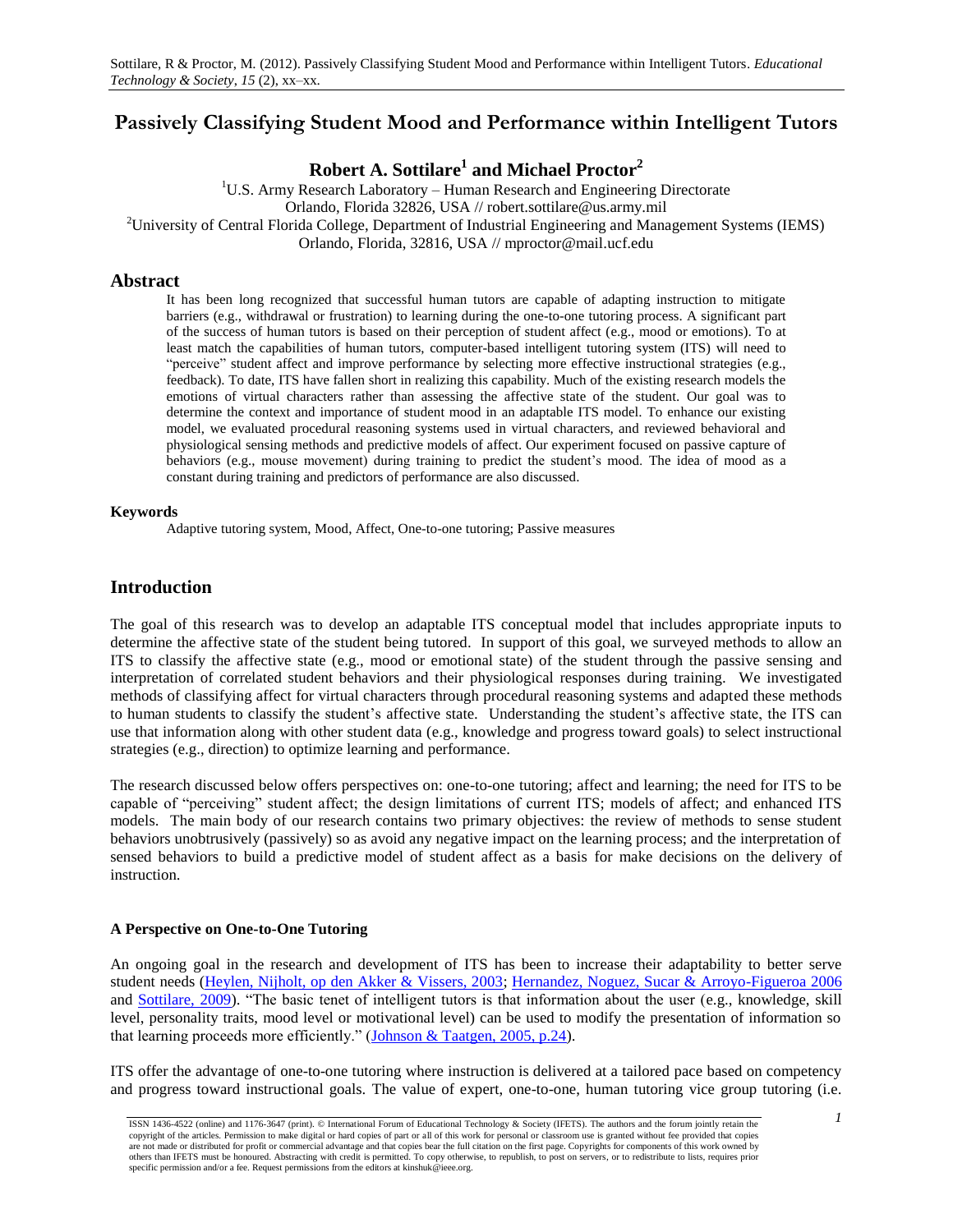# Passively Classifying Student Mood and Performance within Intelligent Tutors

**Robert A. Sottilare[1] and Michael Proctor[2]**

[1]U.S. Army Research Laboratory – Human Research and Engineering Directorate
Orlando, Florida 32826, USA // robert.sottilare@us.army.mil
[2]University of Central Florida College, Department of Industrial Engineering and Management Systems (IEMS)
Orlando, Florida, 32816, USA // mproctor@mail.ucf.edu

## Abstract

It has been long recognized that successful human tutors are capable of adapting instruction to mitigate barriers (e.g., withdrawal or frustration) to learning during the one-to-one tutoring process. A significant part of the success of human tutors is based on their perception of student affect (e.g., mood or emotions). To at least match the capabilities of human tutors, computer-based intelligent tutoring system (ITS) will need to "perceive" student affect and improve performance by selecting more effective instructional strategies (e.g., feedback). To date, ITS have fallen short in realizing this capability. Much of the existing research models the emotions of virtual characters rather than assessing the affective state of the student. Our goal was to determine the context and importance of student mood in an adaptable ITS model. To enhance our existing model, we evaluated procedural reasoning systems used in virtual characters, and reviewed behavioral and physiological sensing methods and predictive models of affect. Our experiment focused on passive capture of behaviors (e.g., mouse movement) during training to predict the student's mood. The idea of mood as a constant during training and predictors of performance are also discussed.

#### Keywords

Adaptive tutoring system, Mood, Affect, One-to-one tutoring; Passive measures

## Introduction

The goal of this research was to develop an adaptable ITS conceptual model that includes appropriate inputs to determine the affective state of the student being tutored. In support of this goal, we surveyed methods to allow an ITS to classify the affective state (e.g., mood or emotional state) of the student through the passive sensing and interpretation of correlated student behaviors and their physiological responses during training. We investigated methods of classifying affect for virtual characters through procedural reasoning systems and adapted these methods to human students to classify the student's affective state. Understanding the student's affective state, the ITS can use that information along with other student data (e.g., knowledge and progress toward goals) to select instructional strategies (e.g., direction) to optimize learning and performance.

The research discussed below offers perspectives on: one-to-one tutoring; affect and learning; the need for ITS to be capable of "perceiving" student affect; the design limitations of current ITS; models of affect; and enhanced ITS models. The main body of our research contains two primary objectives: the review of methods to sense student behaviors unobtrusively (passively) so as avoid any negative impact on the learning process; and the interpretation of sensed behaviors to build a predictive model of student affect as a basis for make decisions on the delivery of instruction.

#### A Perspective on One-to-One Tutoring

An ongoing goal in the research and development of ITS has been to increase their adaptability to better serve student needs (Heylen, Nijholt, op den Akker & Vissers, 2003; Hernandez, Noguez, Sucar & Arroyo-Figueroa 2006 and Sottilare, 2009). "The basic tenet of intelligent tutors is that information about the user (e.g., knowledge, skill level, personality traits, mood level or motivational level) can be used to modify the presentation of information so that learning proceeds more efficiently." (Johnson & Taatgen, 2005, p.24).

ITS offer the advantage of one-to-one tutoring where instruction is delivered at a tailored pace based on competency and progress toward instructional goals. The value of expert, one-to-one, human tutoring vice group tutoring (i.e.

ISSN 1436-4522 (online) and 1176-3647 (print). © International Forum of Educational Technology & Society (IFETS). The authors and the forum jointly retain the copyright of the articles. Permission to make digital or hard copies of part or all of this work for personal or classroom use is granted without fee provided that copies are not made or distributed for profit or commercial advantage and that copies bear the full citation on the first page. Copyrights for components of this work owned by others than IFETS must be honoured. Abstracting with credit is permitted. To copy otherwise, to republish, to post on servers, or to redistribute to lists, requires prior specific permission and/or a fee. Request permissions from the editors at kinshuk@ieee.org.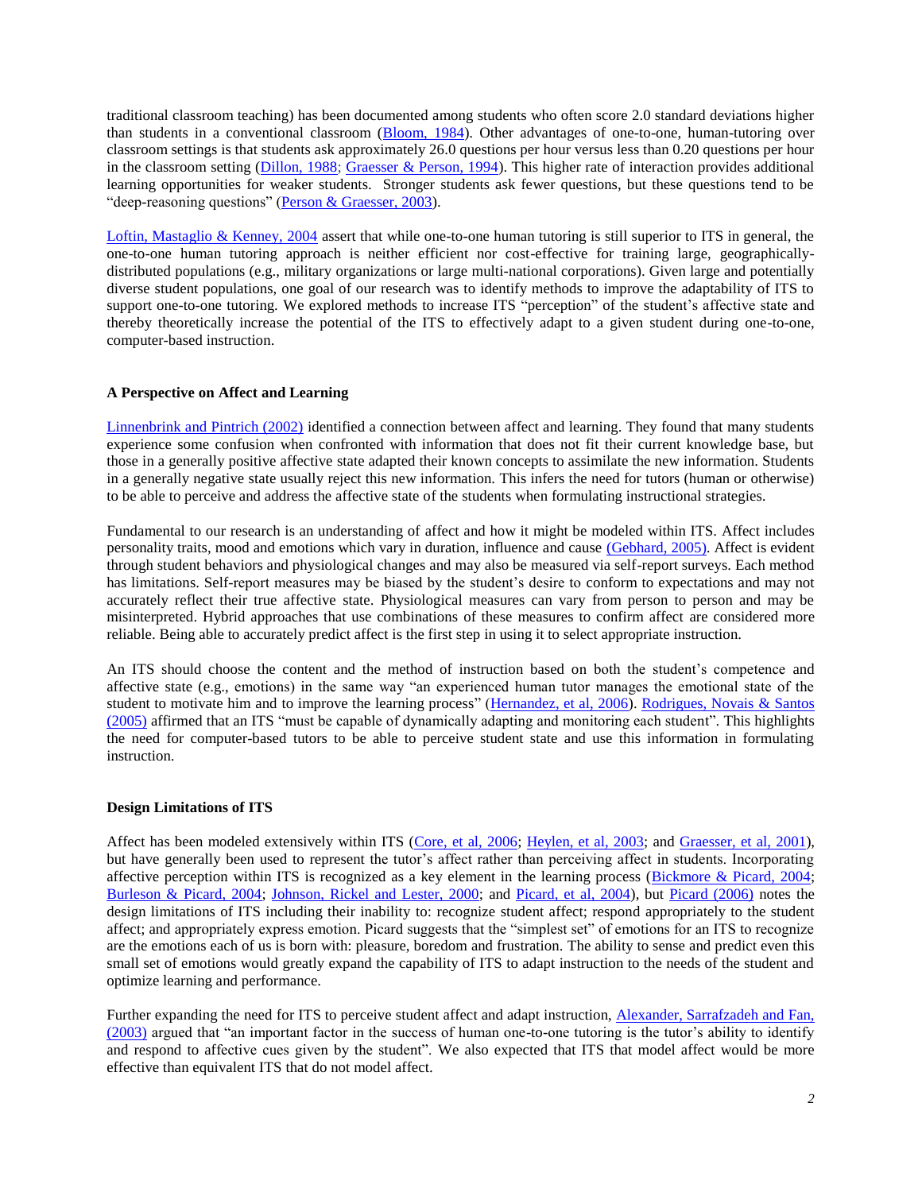traditional classroom teaching) has been documented among students who often score 2.0 standard deviations higher than students in a conventional classroom (Bloom, 1984). Other advantages of one-to-one, human-tutoring over classroom settings is that students ask approximately 26.0 questions per hour versus less than 0.20 questions per hour in the classroom setting (Dillon, 1988; Graesser & Person, 1994). This higher rate of interaction provides additional learning opportunities for weaker students. Stronger students ask fewer questions, but these questions tend to be "deep-reasoning questions" (Person & Graesser, 2003).

Loftin, Mastaglio & Kenney, 2004 assert that while one-to-one human tutoring is still superior to ITS in general, the one-to-one human tutoring approach is neither efficient nor cost-effective for training large, geographically-distributed populations (e.g., military organizations or large multi-national corporations). Given large and potentially diverse student populations, one goal of our research was to identify methods to improve the adaptability of ITS to support one-to-one tutoring. We explored methods to increase ITS "perception" of the student's affective state and thereby theoretically increase the potential of the ITS to effectively adapt to a given student during one-to-one, computer-based instruction.

**A Perspective on Affect and Learning**

Linnenbrink and Pintrich (2002) identified a connection between affect and learning. They found that many students experience some confusion when confronted with information that does not fit their current knowledge base, but those in a generally positive affective state adapted their known concepts to assimilate the new information. Students in a generally negative state usually reject this new information. This infers the need for tutors (human or otherwise) to be able to perceive and address the affective state of the students when formulating instructional strategies.

Fundamental to our research is an understanding of affect and how it might be modeled within ITS. Affect includes personality traits, mood and emotions which vary in duration, influence and cause (Gebhard, 2005). Affect is evident through student behaviors and physiological changes and may also be measured via self-report surveys. Each method has limitations. Self-report measures may be biased by the student's desire to conform to expectations and may not accurately reflect their true affective state. Physiological measures can vary from person to person and may be misinterpreted. Hybrid approaches that use combinations of these measures to confirm affect are considered more reliable. Being able to accurately predict affect is the first step in using it to select appropriate instruction.

An ITS should choose the content and the method of instruction based on both the student's competence and affective state (e.g., emotions) in the same way "an experienced human tutor manages the emotional state of the student to motivate him and to improve the learning process" (Hernandez, et al, 2006). Rodrigues, Novais & Santos (2005) affirmed that an ITS "must be capable of dynamically adapting and monitoring each student". This highlights the need for computer-based tutors to be able to perceive student state and use this information in formulating instruction.

**Design Limitations of ITS**

Affect has been modeled extensively within ITS (Core, et al, 2006; Heylen, et al, 2003; and Graesser, et al, 2001), but have generally been used to represent the tutor's affect rather than perceiving affect in students. Incorporating affective perception within ITS is recognized as a key element in the learning process (Bickmore & Picard, 2004; Burleson & Picard, 2004; Johnson, Rickel and Lester, 2000; and Picard, et al, 2004), but Picard (2006) notes the design limitations of ITS including their inability to: recognize student affect; respond appropriately to the student affect; and appropriately express emotion. Picard suggests that the "simplest set" of emotions for an ITS to recognize are the emotions each of us is born with: pleasure, boredom and frustration. The ability to sense and predict even this small set of emotions would greatly expand the capability of ITS to adapt instruction to the needs of the student and optimize learning and performance.

Further expanding the need for ITS to perceive student affect and adapt instruction, Alexander, Sarrafzadeh and Fan, (2003) argued that "an important factor in the success of human one-to-one tutoring is the tutor's ability to identify and respond to affective cues given by the student". We also expected that ITS that model affect would be more effective than equivalent ITS that do not model affect.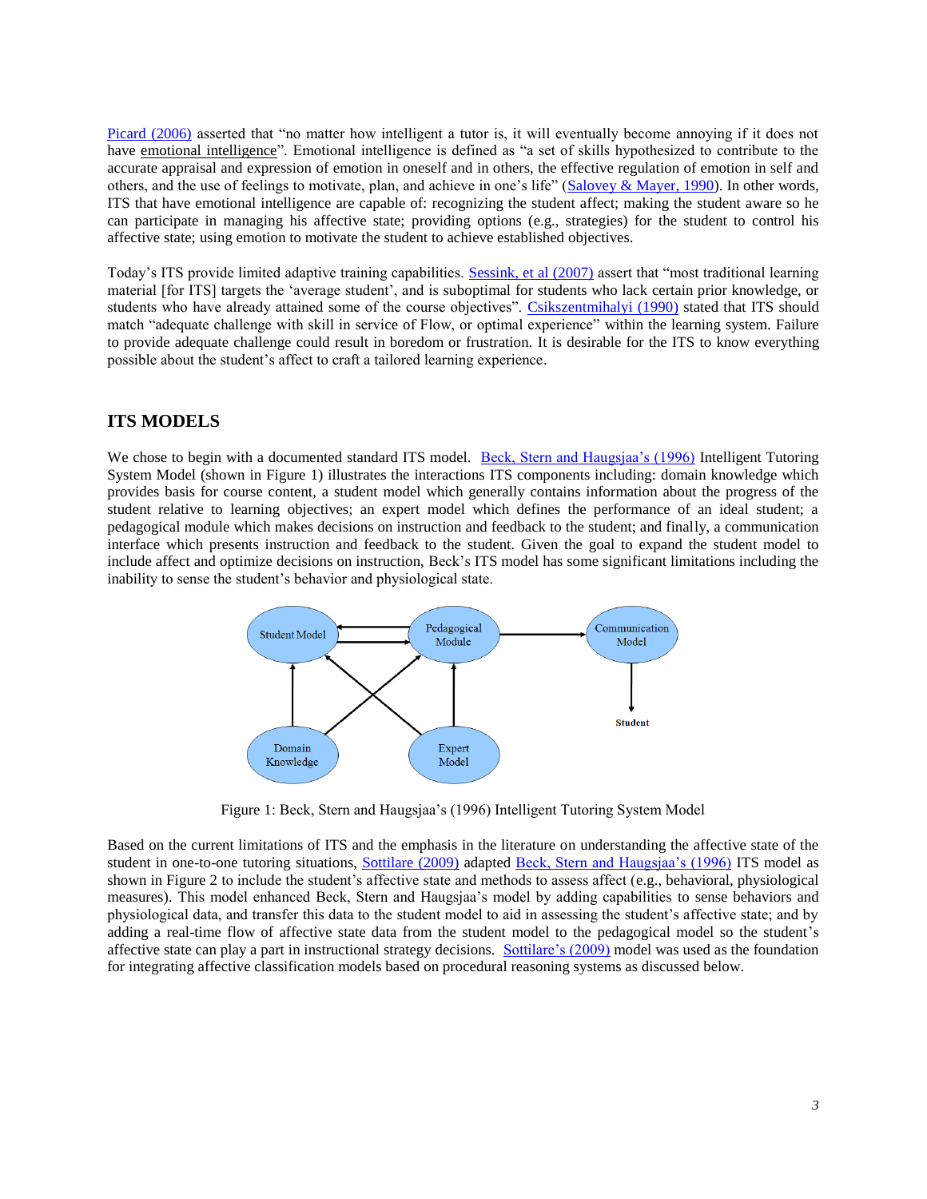Picard (2006) asserted that "no matter how intelligent a tutor is, it will eventually become annoying if it does not have emotional intelligence". Emotional intelligence is defined as "a set of skills hypothesized to contribute to the accurate appraisal and expression of emotion in oneself and in others, the effective regulation of emotion in self and others, and the use of feelings to motivate, plan, and achieve in one's life" (Salovey & Mayer, 1990). In other words, ITS that have emotional intelligence are capable of: recognizing the student affect; making the student aware so he can participate in managing his affective state; providing options (e.g., strategies) for the student to control his affective state; using emotion to motivate the student to achieve established objectives.

Today's ITS provide limited adaptive training capabilities. Sessink, et al (2007) assert that "most traditional learning material [for ITS] targets the 'average student', and is suboptimal for students who lack certain prior knowledge, or students who have already attained some of the course objectives". Csikszentmihalyi (1990) stated that ITS should match "adequate challenge with skill in service of Flow, or optimal experience" within the learning system. Failure to provide adequate challenge could result in boredom or frustration. It is desirable for the ITS to know everything possible about the student's affect to craft a tailored learning experience.

## ITS MODELS

We chose to begin with a documented standard ITS model. Beck, Stern and Haugsjaa's (1996) Intelligent Tutoring System Model (shown in Figure 1) illustrates the interactions ITS components including: domain knowledge which provides basis for course content, a student model which generally contains information about the progress of the student relative to learning objectives; an expert model which defines the performance of an ideal student; a pedagogical module which makes decisions on instruction and feedback to the student; and finally, a communication interface which presents instruction and feedback to the student. Given the goal to expand the student model to include affect and optimize decisions on instruction, Beck's ITS model has some significant limitations including the inability to sense the student's behavior and physiological state.

Figure 1: Beck, Stern and Haugsjaa's (1996) Intelligent Tutoring System Model

Based on the current limitations of ITS and the emphasis in the literature on understanding the affective state of the student in one-to-one tutoring situations, Sottilare (2009) adapted Beck, Stern and Haugsjaa's (1996) ITS model as shown in Figure 2 to include the student's affective state and methods to assess affect (e.g., behavioral, physiological measures). This model enhanced Beck, Stern and Haugsjaa's model by adding capabilities to sense behaviors and physiological data, and transfer this data to the student model to aid in assessing the student's affective state; and by adding a real-time flow of affective state data from the student model to the pedagogical model so the student's affective state can play a part in instructional strategy decisions. Sottilare's (2009) model was used as the foundation for integrating affective classification models based on procedural reasoning systems as discussed below.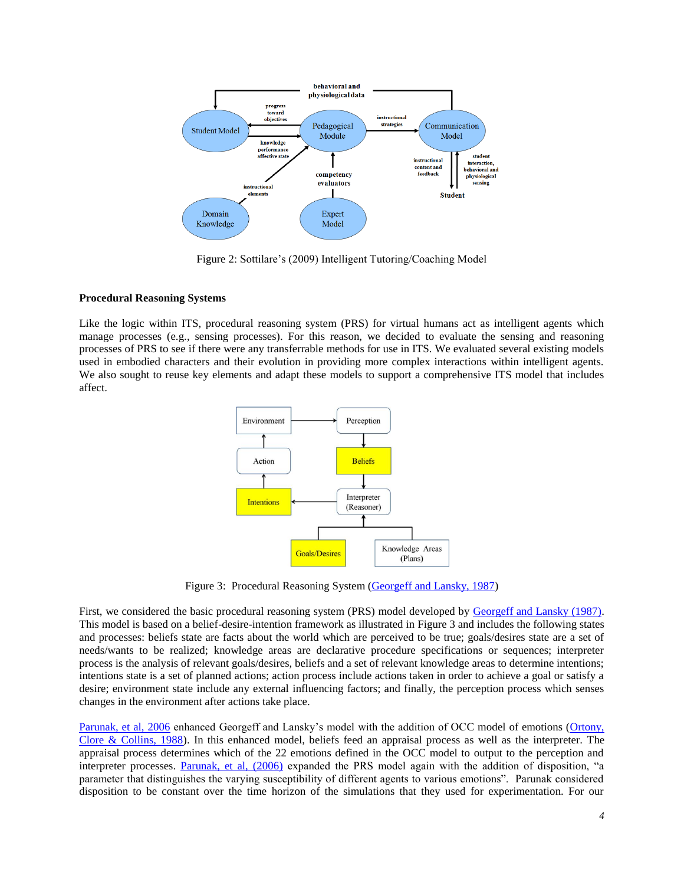Figure 2: Sottilare's (2009) Intelligent Tutoring/Coaching Model

**Procedural Reasoning Systems**

Like the logic within ITS, procedural reasoning system (PRS) for virtual humans act as intelligent agents which manage processes (e.g., sensing processes). For this reason, we decided to evaluate the sensing and reasoning processes of PRS to see if there were any transferrable methods for use in ITS. We evaluated several existing models used in embodied characters and their evolution in providing more complex interactions within intelligent agents. We also sought to reuse key elements and adapt these models to support a comprehensive ITS model that includes affect.

Figure 3: Procedural Reasoning System (Georgeff and Lansky, 1987)

First, we considered the basic procedural reasoning system (PRS) model developed by Georgeff and Lansky (1987). This model is based on a belief-desire-intention framework as illustrated in Figure 3 and includes the following states and processes: beliefs state are facts about the world which are perceived to be true; goals/desires state are a set of needs/wants to be realized; knowledge areas are declarative procedure specifications or sequences; interpreter process is the analysis of relevant goals/desires, beliefs and a set of relevant knowledge areas to determine intentions; intentions state is a set of planned actions; action process include actions taken in order to achieve a goal or satisfy a desire; environment state include any external influencing factors; and finally, the perception process which senses changes in the environment after actions take place.

Parunak, et al, 2006 enhanced Georgeff and Lansky's model with the addition of OCC model of emotions (Ortony, Clore & Collins, 1988). In this enhanced model, beliefs feed an appraisal process as well as the interpreter. The appraisal process determines which of the 22 emotions defined in the OCC model to output to the perception and interpreter processes. Parunak, et al, (2006) expanded the PRS model again with the addition of disposition, "a parameter that distinguishes the varying susceptibility of different agents to various emotions". Parunak considered disposition to be constant over the time horizon of the simulations that they used for experimentation. For our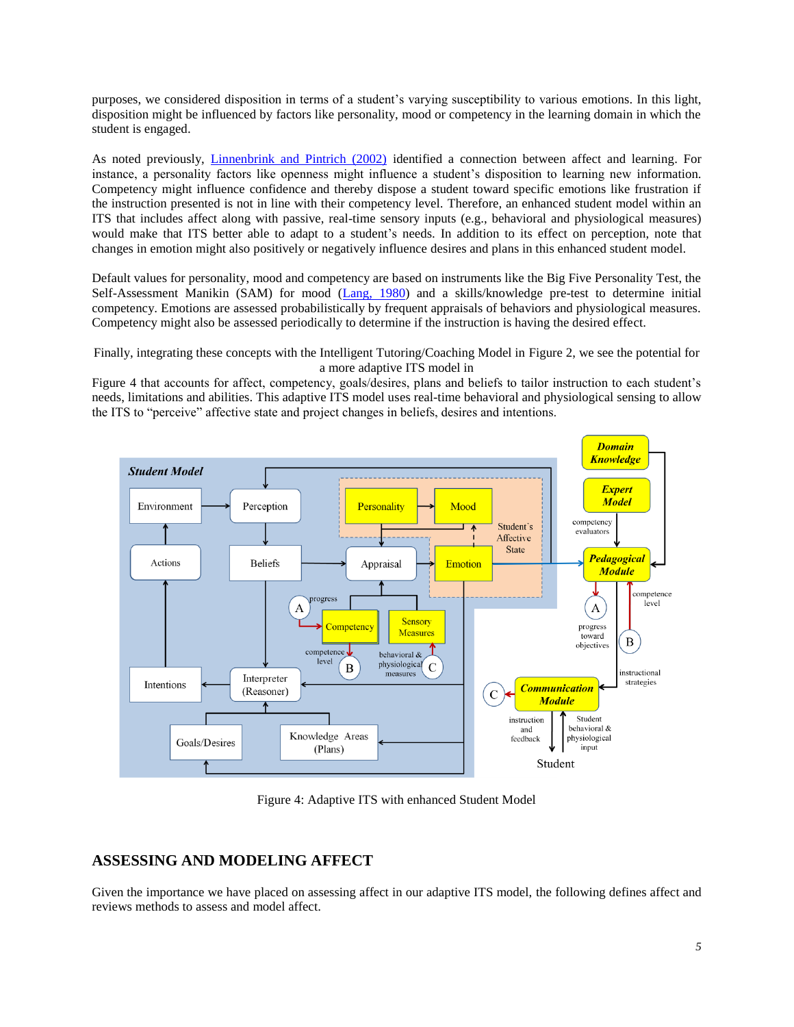purposes, we considered disposition in terms of a student's varying susceptibility to various emotions. In this light, disposition might be influenced by factors like personality, mood or competency in the learning domain in which the student is engaged.

As noted previously, Linnenbrink and Pintrich (2002) identified a connection between affect and learning. For instance, a personality factors like openness might influence a student's disposition to learning new information. Competency might influence confidence and thereby dispose a student toward specific emotions like frustration if the instruction presented is not in line with their competency level. Therefore, an enhanced student model within an ITS that includes affect along with passive, real-time sensory inputs (e.g., behavioral and physiological measures) would make that ITS better able to adapt to a student's needs. In addition to its effect on perception, note that changes in emotion might also positively or negatively influence desires and plans in this enhanced student model.

Default values for personality, mood and competency are based on instruments like the Big Five Personality Test, the Self-Assessment Manikin (SAM) for mood (Lang, 1980) and a skills/knowledge pre-test to determine initial competency. Emotions are assessed probabilistically by frequent appraisals of behaviors and physiological measures. Competency might also be assessed periodically to determine if the instruction is having the desired effect.

Finally, integrating these concepts with the Intelligent Tutoring/Coaching Model in Figure 2, we see the potential for a more adaptive ITS model in Figure 4 that accounts for affect, competency, goals/desires, plans and beliefs to tailor instruction to each student's needs, limitations and abilities. This adaptive ITS model uses real-time behavioral and physiological sensing to allow the ITS to "perceive" affective state and project changes in beliefs, desires and intentions.

Figure 4: Adaptive ITS with enhanced Student Model

## ASSESSING AND MODELING AFFECT

Given the importance we have placed on assessing affect in our adaptive ITS model, the following defines affect and reviews methods to assess and model affect.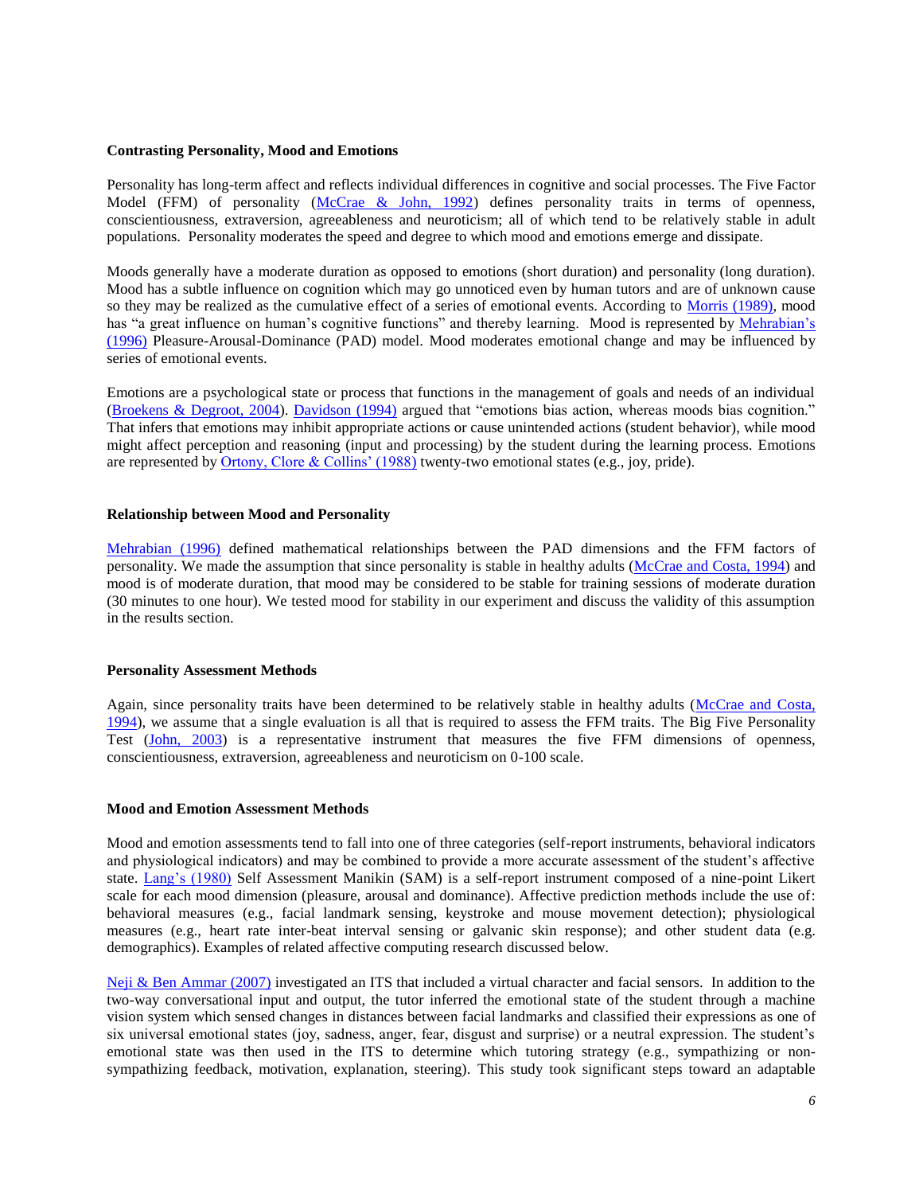### Contrasting Personality, Mood and Emotions

Personality has long-term affect and reflects individual differences in cognitive and social processes. The Five Factor Model (FFM) of personality (McCrae & John, 1992) defines personality traits in terms of openness, conscientiousness, extraversion, agreeableness and neuroticism; all of which tend to be relatively stable in adult populations. Personality moderates the speed and degree to which mood and emotions emerge and dissipate.

Moods generally have a moderate duration as opposed to emotions (short duration) and personality (long duration). Mood has a subtle influence on cognition which may go unnoticed even by human tutors and are of unknown cause so they may be realized as the cumulative effect of a series of emotional events. According to Morris (1989), mood has "a great influence on human's cognitive functions" and thereby learning. Mood is represented by Mehrabian's (1996) Pleasure-Arousal-Dominance (PAD) model. Mood moderates emotional change and may be influenced by series of emotional events.

Emotions are a psychological state or process that functions in the management of goals and needs of an individual (Broekens & Degroot, 2004). Davidson (1994) argued that "emotions bias action, whereas moods bias cognition." That infers that emotions may inhibit appropriate actions or cause unintended actions (student behavior), while mood might affect perception and reasoning (input and processing) by the student during the learning process. Emotions are represented by Ortony, Clore & Collins' (1988) twenty-two emotional states (e.g., joy, pride).

### Relationship between Mood and Personality

Mehrabian (1996) defined mathematical relationships between the PAD dimensions and the FFM factors of personality. We made the assumption that since personality is stable in healthy adults (McCrae and Costa, 1994) and mood is of moderate duration, that mood may be considered to be stable for training sessions of moderate duration (30 minutes to one hour). We tested mood for stability in our experiment and discuss the validity of this assumption in the results section.

### Personality Assessment Methods

Again, since personality traits have been determined to be relatively stable in healthy adults (McCrae and Costa, 1994), we assume that a single evaluation is all that is required to assess the FFM traits. The Big Five Personality Test (John, 2003) is a representative instrument that measures the five FFM dimensions of openness, conscientiousness, extraversion, agreeableness and neuroticism on 0-100 scale.

### Mood and Emotion Assessment Methods

Mood and emotion assessments tend to fall into one of three categories (self-report instruments, behavioral indicators and physiological indicators) and may be combined to provide a more accurate assessment of the student's affective state. Lang's (1980) Self Assessment Manikin (SAM) is a self-report instrument composed of a nine-point Likert scale for each mood dimension (pleasure, arousal and dominance). Affective prediction methods include the use of: behavioral measures (e.g., facial landmark sensing, keystroke and mouse movement detection); physiological measures (e.g., heart rate inter-beat interval sensing or galvanic skin response); and other student data (e.g. demographics). Examples of related affective computing research discussed below.

Neji & Ben Ammar (2007) investigated an ITS that included a virtual character and facial sensors. In addition to the two-way conversational input and output, the tutor inferred the emotional state of the student through a machine vision system which sensed changes in distances between facial landmarks and classified their expressions as one of six universal emotional states (joy, sadness, anger, fear, disgust and surprise) or a neutral expression. The student's emotional state was then used in the ITS to determine which tutoring strategy (e.g., sympathizing or non-sympathizing feedback, motivation, explanation, steering). This study took significant steps toward an adaptable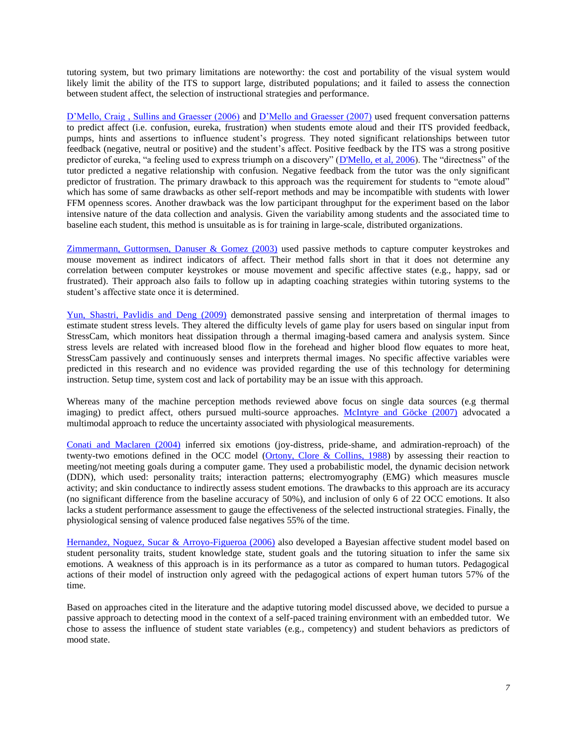tutoring system, but two primary limitations are noteworthy: the cost and portability of the visual system would likely limit the ability of the ITS to support large, distributed populations; and it failed to assess the connection between student affect, the selection of instructional strategies and performance.

D'Mello, Craig , Sullins and Graesser (2006) and D'Mello and Graesser (2007) used frequent conversation patterns to predict affect (i.e. confusion, eureka, frustration) when students emote aloud and their ITS provided feedback, pumps, hints and assertions to influence student's progress. They noted significant relationships between tutor feedback (negative, neutral or positive) and the student's affect. Positive feedback by the ITS was a strong positive predictor of eureka, "a feeling used to express triumph on a discovery" (D'Mello, et al, 2006). The "directness" of the tutor predicted a negative relationship with confusion. Negative feedback from the tutor was the only significant predictor of frustration. The primary drawback to this approach was the requirement for students to "emote aloud" which has some of same drawbacks as other self-report methods and may be incompatible with students with lower FFM openness scores. Another drawback was the low participant throughput for the experiment based on the labor intensive nature of the data collection and analysis. Given the variability among students and the associated time to baseline each student, this method is unsuitable as is for training in large-scale, distributed organizations.

Zimmermann, Guttormsen, Danuser & Gomez (2003) used passive methods to capture computer keystrokes and mouse movement as indirect indicators of affect. Their method falls short in that it does not determine any correlation between computer keystrokes or mouse movement and specific affective states (e.g., happy, sad or frustrated). Their approach also fails to follow up in adapting coaching strategies within tutoring systems to the student's affective state once it is determined.

Yun, Shastri, Pavlidis and Deng (2009) demonstrated passive sensing and interpretation of thermal images to estimate student stress levels. They altered the difficulty levels of game play for users based on singular input from StressCam, which monitors heat dissipation through a thermal imaging-based camera and analysis system. Since stress levels are related with increased blood flow in the forehead and higher blood flow equates to more heat, StressCam passively and continuously senses and interprets thermal images. No specific affective variables were predicted in this research and no evidence was provided regarding the use of this technology for determining instruction. Setup time, system cost and lack of portability may be an issue with this approach.

Whereas many of the machine perception methods reviewed above focus on single data sources (e.g thermal imaging) to predict affect, others pursued multi-source approaches. McIntyre and Göcke (2007) advocated a multimodal approach to reduce the uncertainty associated with physiological measurements.

Conati and Maclaren (2004) inferred six emotions (joy-distress, pride-shame, and admiration-reproach) of the twenty-two emotions defined in the OCC model (Ortony, Clore & Collins, 1988) by assessing their reaction to meeting/not meeting goals during a computer game. They used a probabilistic model, the dynamic decision network (DDN), which used: personality traits; interaction patterns; electromyography (EMG) which measures muscle activity; and skin conductance to indirectly assess student emotions. The drawbacks to this approach are its accuracy (no significant difference from the baseline accuracy of 50%), and inclusion of only 6 of 22 OCC emotions. It also lacks a student performance assessment to gauge the effectiveness of the selected instructional strategies. Finally, the physiological sensing of valence produced false negatives 55% of the time.

Hernandez, Noguez, Sucar & Arroyo-Figueroa (2006) also developed a Bayesian affective student model based on student personality traits, student knowledge state, student goals and the tutoring situation to infer the same six emotions. A weakness of this approach is in its performance as a tutor as compared to human tutors. Pedagogical actions of their model of instruction only agreed with the pedagogical actions of expert human tutors 57% of the time.

Based on approaches cited in the literature and the adaptive tutoring model discussed above, we decided to pursue a passive approach to detecting mood in the context of a self-paced training environment with an embedded tutor. We chose to assess the influence of student state variables (e.g., competency) and student behaviors as predictors of mood state.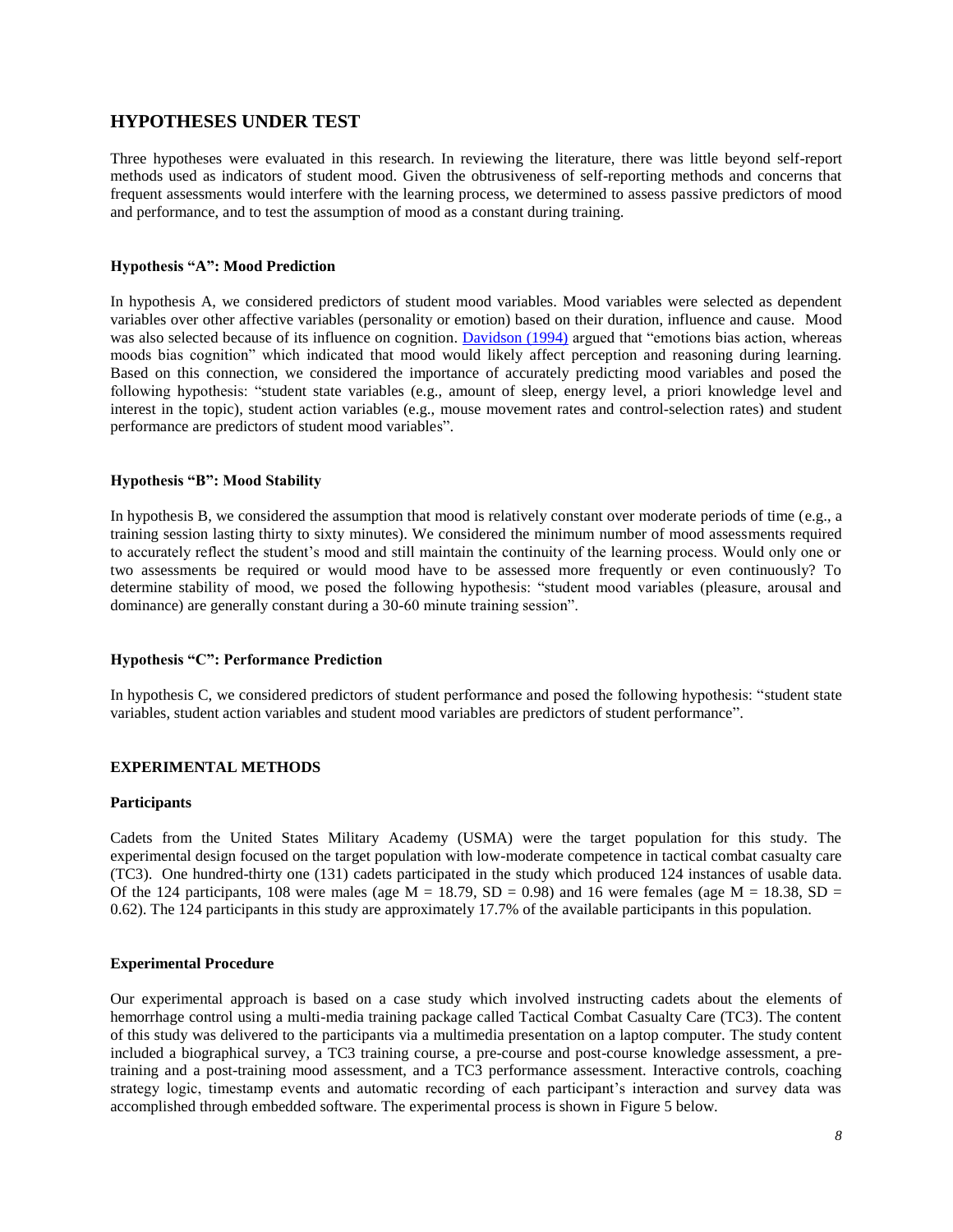## HYPOTHESES UNDER TEST

Three hypotheses were evaluated in this research. In reviewing the literature, there was little beyond self-report methods used as indicators of student mood. Given the obtrusiveness of self-reporting methods and concerns that frequent assessments would interfere with the learning process, we determined to assess passive predictors of mood and performance, and to test the assumption of mood as a constant during training.

#### Hypothesis "A": Mood Prediction

In hypothesis A, we considered predictors of student mood variables. Mood variables were selected as dependent variables over other affective variables (personality or emotion) based on their duration, influence and cause. Mood was also selected because of its influence on cognition. Davidson (1994) argued that "emotions bias action, whereas moods bias cognition" which indicated that mood would likely affect perception and reasoning during learning. Based on this connection, we considered the importance of accurately predicting mood variables and posed the following hypothesis: "student state variables (e.g., amount of sleep, energy level, a priori knowledge level and interest in the topic), student action variables (e.g., mouse movement rates and control-selection rates) and student performance are predictors of student mood variables".

#### Hypothesis "B": Mood Stability

In hypothesis B, we considered the assumption that mood is relatively constant over moderate periods of time (e.g., a training session lasting thirty to sixty minutes). We considered the minimum number of mood assessments required to accurately reflect the student's mood and still maintain the continuity of the learning process. Would only one or two assessments be required or would mood have to be assessed more frequently or even continuously? To determine stability of mood, we posed the following hypothesis: "student mood variables (pleasure, arousal and dominance) are generally constant during a 30-60 minute training session".

#### Hypothesis "C": Performance Prediction

In hypothesis C, we considered predictors of student performance and posed the following hypothesis: "student state variables, student action variables and student mood variables are predictors of student performance".

### EXPERIMENTAL METHODS

#### Participants

Cadets from the United States Military Academy (USMA) were the target population for this study. The experimental design focused on the target population with low-moderate competence in tactical combat casualty care (TC3). One hundred-thirty one (131) cadets participated in the study which produced 124 instances of usable data. Of the 124 participants, 108 were males (age M = 18.79, SD = 0.98) and 16 were females (age M = 18.38, SD = 0.62). The 124 participants in this study are approximately 17.7% of the available participants in this population.

#### Experimental Procedure

Our experimental approach is based on a case study which involved instructing cadets about the elements of hemorrhage control using a multi-media training package called Tactical Combat Casualty Care (TC3). The content of this study was delivered to the participants via a multimedia presentation on a laptop computer. The study content included a biographical survey, a TC3 training course, a pre-course and post-course knowledge assessment, a pre-training and a post-training mood assessment, and a TC3 performance assessment. Interactive controls, coaching strategy logic, timestamp events and automatic recording of each participant's interaction and survey data was accomplished through embedded software. The experimental process is shown in Figure 5 below.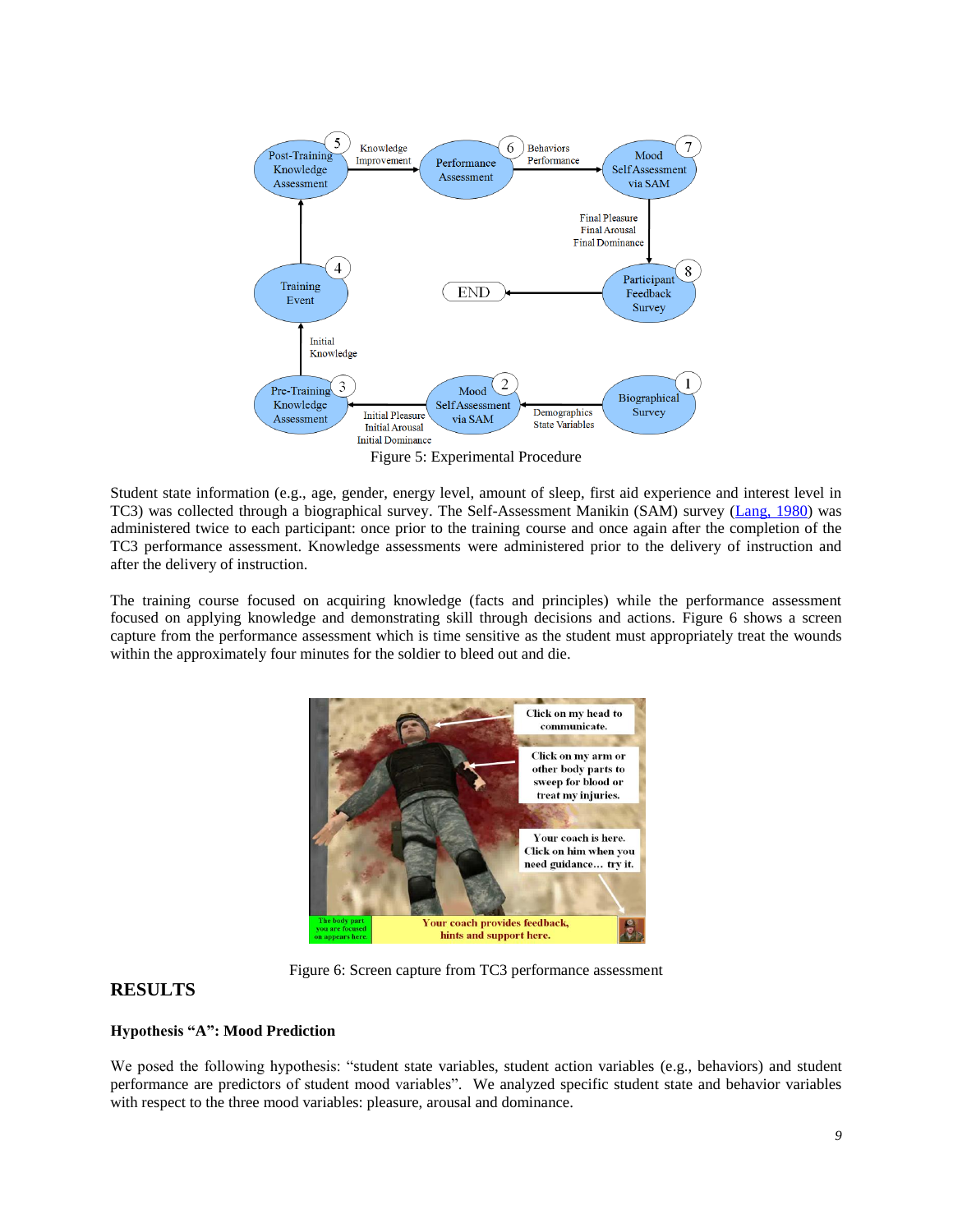Figure 5: Experimental Procedure

Student state information (e.g., age, gender, energy level, amount of sleep, first aid experience and interest level in TC3) was collected through a biographical survey. The Self-Assessment Manikin (SAM) survey (Lang, 1980) was administered twice to each participant: once prior to the training course and once again after the completion of the TC3 performance assessment. Knowledge assessments were administered prior to the delivery of instruction and after the delivery of instruction.

The training course focused on acquiring knowledge (facts and principles) while the performance assessment focused on applying knowledge and demonstrating skill through decisions and actions. Figure 6 shows a screen capture from the performance assessment which is time sensitive as the student must appropriately treat the wounds within the approximately four minutes for the soldier to bleed out and die.

Figure 6: Screen capture from TC3 performance assessment

## RESULTS

### Hypothesis "A": Mood Prediction

We posed the following hypothesis: "student state variables, student action variables (e.g., behaviors) and student performance are predictors of student mood variables". We analyzed specific student state and behavior variables with respect to the three mood variables: pleasure, arousal and dominance.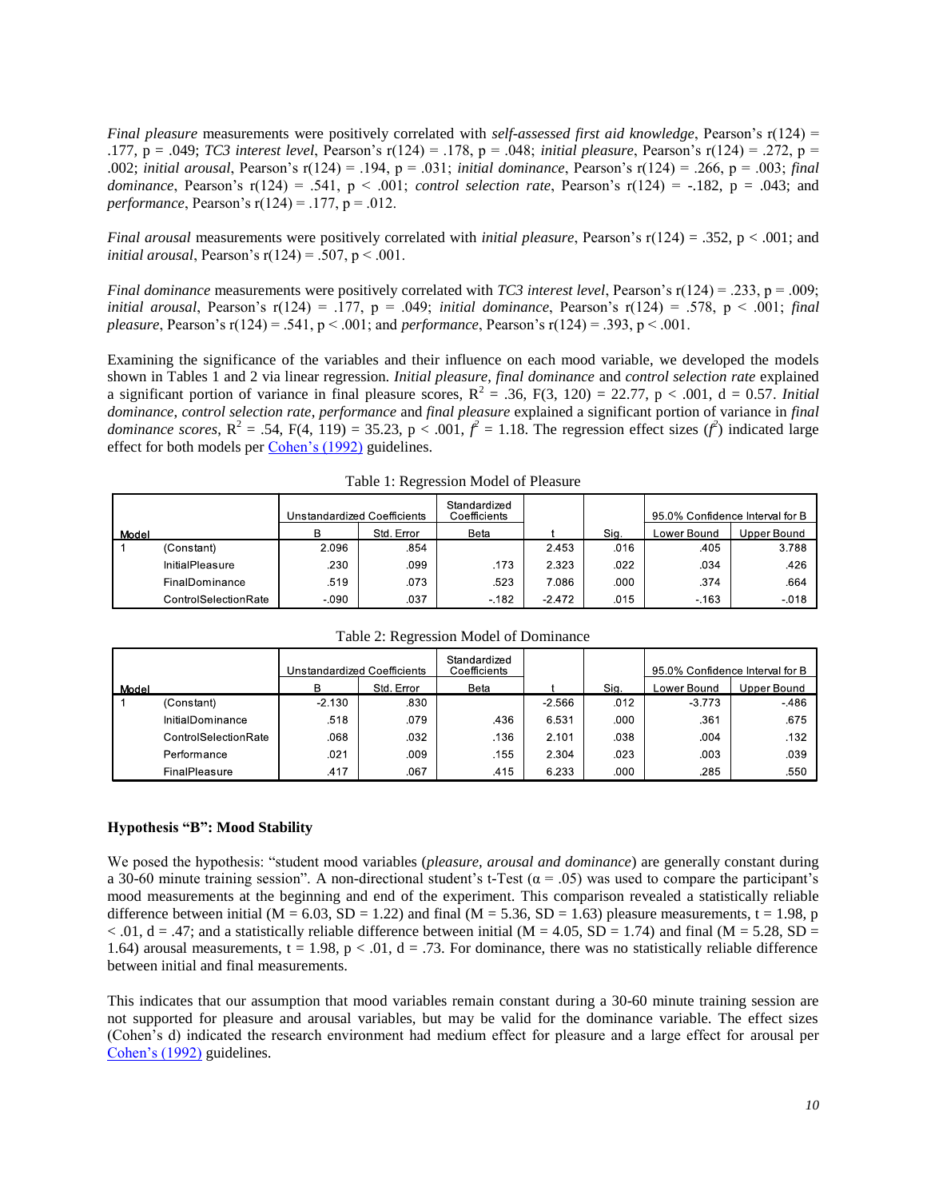*Final pleasure* measurements were positively correlated with *self-assessed first aid knowledge*, Pearson's r(124) = .177, p = .049; *TC3 interest level*, Pearson's r(124) = .178, p = .048; *initial pleasure*, Pearson's r(124) = .272, p = .002; *initial arousal*, Pearson's r(124) = .194, p = .031; *initial dominance*, Pearson's r(124) = .266, p = .003; *final dominance*, Pearson's r(124) = .541, p < .001; *control selection rate*, Pearson's r(124) = -.182, p = .043; and *performance*, Pearson's r(124) = .177, p = .012.

*Final arousal* measurements were positively correlated with *initial pleasure*, Pearson's r(124) = .352, p < .001; and *initial arousal*, Pearson's r(124) = .507, p < .001.

*Final dominance* measurements were positively correlated with *TC3 interest level*, Pearson's r(124) = .233, p = .009; *initial arousal*, Pearson's r(124) = .177, p = .049; *initial dominance*, Pearson's r(124) = .578, p < .001; *final pleasure*, Pearson's r(124) = .541, p < .001; and *performance*, Pearson's r(124) = .393, p < .001.

Examining the significance of the variables and their influence on each mood variable, we developed the models shown in Tables 1 and 2 via linear regression. *Initial pleasure*, *final dominance* and *control selection rate* explained a significant portion of variance in final pleasure scores, $R^2 = .36$, $F(3, 120) = 22.77$, $p < .001$, d = 0.57. *Initial dominance*, *control selection rate*, *performance* and *final pleasure* explained a significant portion of variance in *final dominance scores*, $R^2 = .54$, $F(4, 119) = 35.23$, $p < .001$, $f^2 = 1.18$. The regression effect sizes ($f^2$) indicated large effect for both models per Cohen's (1992) guidelines.

Table 1: Regression Model of Pleasure

| Model | | Unstandardized Coefficients | | Standardized Coefficients | | | 95.0% Confidence Interval for B | |
|---|---|---|---|---|---|---|---|---|
| | | B | Std. Error | Beta | t | Sig. | Lower Bound | Upper Bound |
| 1 | (Constant) | 2.096 | .854 | | 2.453 | .016 | .405 | 3.788 |
| | InitialPleasure | .230 | .099 | .173 | 2.323 | .022 | .034 | .426 |
| | FinalDominance | .519 | .073 | .523 | 7.086 | .000 | .374 | .664 |
| | ControlSelectionRate | -.090 | .037 | -.182 | -2.472 | .015 | -.163 | -.018 |

Table 2: Regression Model of Dominance

| Model | | Unstandardized Coefficients | | Standardized Coefficients | | | 95.0% Confidence Interval for B | |
|---|---|---|---|---|---|---|---|---|
| | | B | Std. Error | Beta | t | Sig. | Lower Bound | Upper Bound |
| 1 | (Constant) | -2.130 | .830 | | -2.566 | .012 | -3.773 | -.486 |
| | InitialDominance | .518 | .079 | .436 | 6.531 | .000 | .361 | .675 |
| | ControlSelectionRate | .068 | .032 | .136 | 2.101 | .038 | .004 | .132 |
| | Performance | .021 | .009 | .155 | 2.304 | .023 | .003 | .039 |
| | FinalPleasure | .417 | .067 | .415 | 6.233 | .000 | .285 | .550 |

**Hypothesis "B": Mood Stability**

We posed the hypothesis: "student mood variables (*pleasure, arousal and dominance*) are generally constant during a 30-60 minute training session". A non-directional student's t-Test ($\alpha = .05$) was used to compare the participant's mood measurements at the beginning and end of the experiment. This comparison revealed a statistically reliable difference between initial (M = 6.03, SD = 1.22) and final (M = 5.36, SD = 1.63) pleasure measurements, t = 1.98, p < .01, d = .47; and a statistically reliable difference between initial (M = 4.05, SD = 1.74) and final (M = 5.28, SD = 1.64) arousal measurements, t = 1.98, p < .01, d = .73. For dominance, there was no statistically reliable difference between initial and final measurements.

This indicates that our assumption that mood variables remain constant during a 30-60 minute training session are not supported for pleasure and arousal variables, but may be valid for the dominance variable. The effect sizes (Cohen's d) indicated the research environment had medium effect for pleasure and a large effect for arousal per Cohen's (1992) guidelines.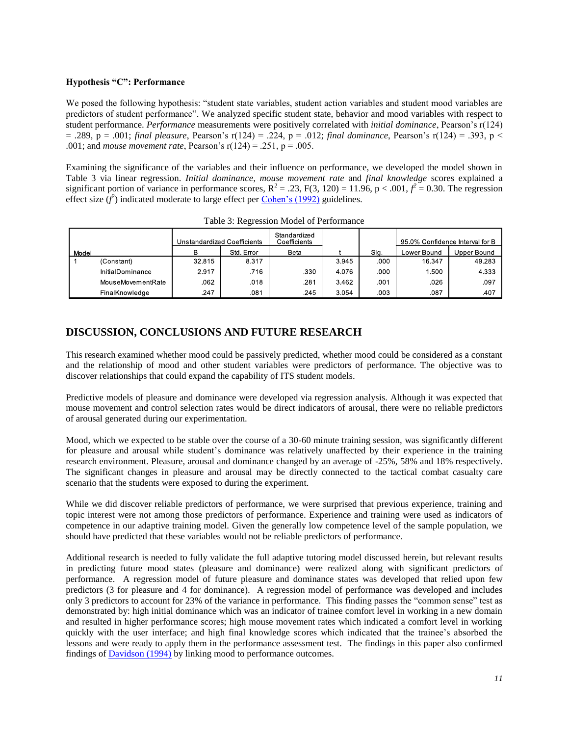**Hypothesis "C": Performance**

We posed the following hypothesis: "student state variables, student action variables and student mood variables are predictors of student performance". We analyzed specific student state, behavior and mood variables with respect to student performance. *Performance* measurements were positively correlated with *initial dominance*, Pearson's r(124) = .289, p = .001; *final pleasure*, Pearson's r(124) = .224, p = .012; *final dominance*, Pearson's r(124) = .393, p < .001; and *mouse movement rate*, Pearson's r(124) = .251, p = .005.

Examining the significance of the variables and their influence on performance, we developed the model shown in Table 3 via linear regression. *Initial dominance, mouse movement rate* and *final knowledge* scores explained a significant portion of variance in performance scores, $R^2 = .23$, $F(3, 120) = 11.96$, $p < .001$, $f^2 = 0.30$. The regression effect size ($f^2$) indicated moderate to large effect per Cohen's (1992) guidelines.

Table 3: Regression Model of Performance

| Model | | Unstandardized Coefficients | | Standardized Coefficients | t | Sig. | 95.0% Confidence Interval for B | |
|---|---|---|---|---|---|---|---|---|
| | | B | Std. Error | Beta | | | Lower Bound | Upper Bound |
| 1 | (Constant) | 32.815 | 8.317 | | 3.945 | .000 | 16.347 | 49.283 |
| | InitialDominance | 2.917 | .716 | .330 | 4.076 | .000 | 1.500 | 4.333 |
| | MouseMovementRate | .062 | .018 | .281 | 3.462 | .001 | .026 | .097 |
| | FinalKnowledge | .247 | .081 | .245 | 3.054 | .003 | .087 | .407 |

## DISCUSSION, CONCLUSIONS AND FUTURE RESEARCH

This research examined whether mood could be passively predicted, whether mood could be considered as a constant and the relationship of mood and other student variables were predictors of performance. The objective was to discover relationships that could expand the capability of ITS student models.

Predictive models of pleasure and dominance were developed via regression analysis. Although it was expected that mouse movement and control selection rates would be direct indicators of arousal, there were no reliable predictors of arousal generated during our experimentation.

Mood, which we expected to be stable over the course of a 30-60 minute training session, was significantly different for pleasure and arousal while student's dominance was relatively unaffected by their experience in the training research environment. Pleasure, arousal and dominance changed by an average of -25%, 58% and 18% respectively. The significant changes in pleasure and arousal may be directly connected to the tactical combat casualty care scenario that the students were exposed to during the experiment.

While we did discover reliable predictors of performance, we were surprised that previous experience, training and topic interest were not among those predictors of performance. Experience and training were used as indicators of competence in our adaptive training model. Given the generally low competence level of the sample population, we should have predicted that these variables would not be reliable predictors of performance.

Additional research is needed to fully validate the full adaptive tutoring model discussed herein, but relevant results in predicting future mood states (pleasure and dominance) were realized along with significant predictors of performance. A regression model of future pleasure and dominance states was developed that relied upon few predictors (3 for pleasure and 4 for dominance). A regression model of performance was developed and includes only 3 predictors to account for 23% of the variance in performance. This finding passes the "common sense" test as demonstrated by: high initial dominance which was an indicator of trainee comfort level in working in a new domain and resulted in higher performance scores; high mouse movement rates which indicated a comfort level in working quickly with the user interface; and high final knowledge scores which indicated that the trainee's absorbed the lessons and were ready to apply them in the performance assessment test. The findings in this paper also confirmed findings of Davidson (1994) by linking mood to performance outcomes.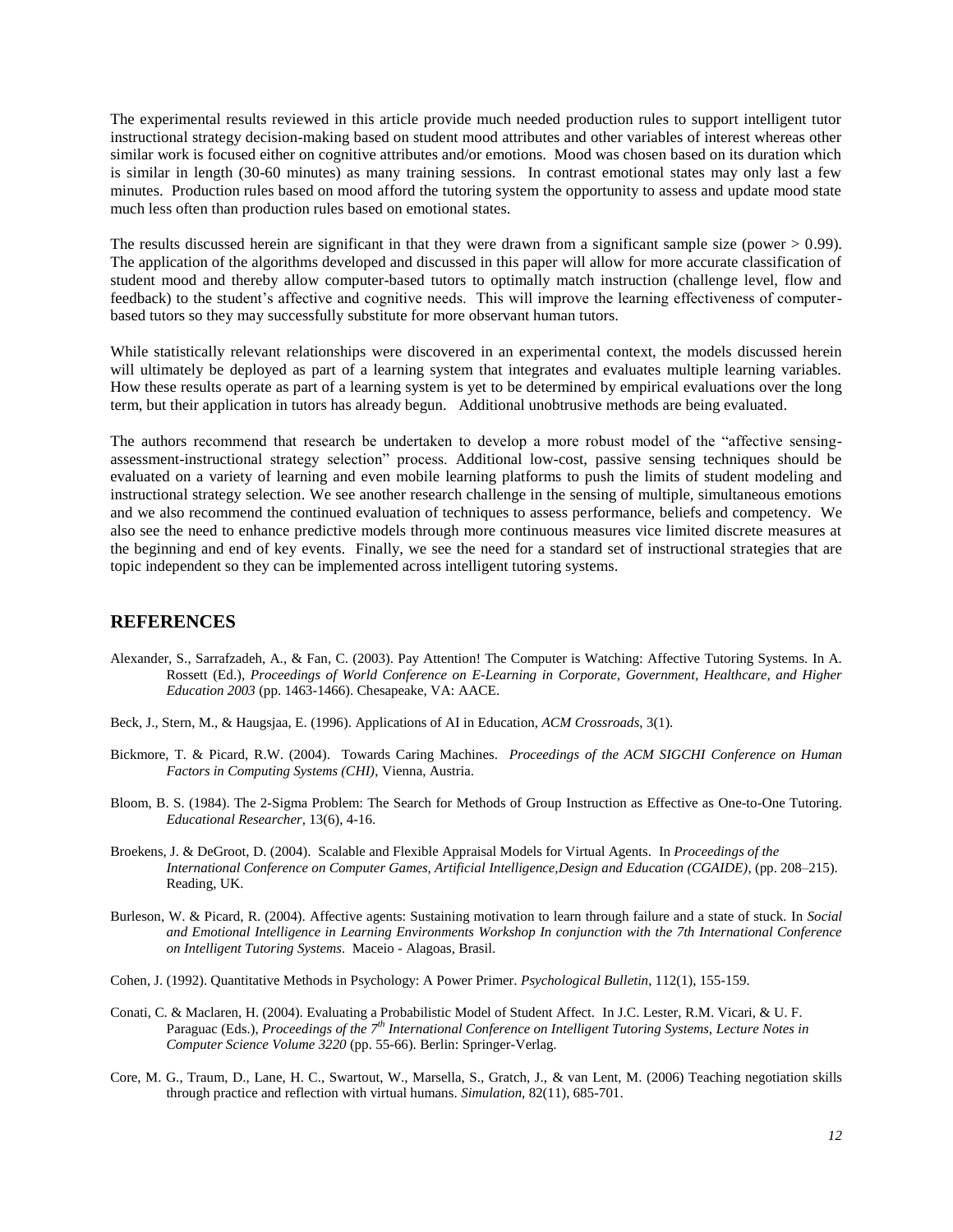The experimental results reviewed in this article provide much needed production rules to support intelligent tutor instructional strategy decision-making based on student mood attributes and other variables of interest whereas other similar work is focused either on cognitive attributes and/or emotions. Mood was chosen based on its duration which is similar in length (30-60 minutes) as many training sessions. In contrast emotional states may only last a few minutes. Production rules based on mood afford the tutoring system the opportunity to assess and update mood state much less often than production rules based on emotional states.

The results discussed herein are significant in that they were drawn from a significant sample size (power > 0.99). The application of the algorithms developed and discussed in this paper will allow for more accurate classification of student mood and thereby allow computer-based tutors to optimally match instruction (challenge level, flow and feedback) to the student's affective and cognitive needs. This will improve the learning effectiveness of computer-based tutors so they may successfully substitute for more observant human tutors.

While statistically relevant relationships were discovered in an experimental context, the models discussed herein will ultimately be deployed as part of a learning system that integrates and evaluates multiple learning variables. How these results operate as part of a learning system is yet to be determined by empirical evaluations over the long term, but their application in tutors has already begun. Additional unobtrusive methods are being evaluated.

The authors recommend that research be undertaken to develop a more robust model of the "affective sensing-assessment-instructional strategy selection" process. Additional low-cost, passive sensing techniques should be evaluated on a variety of learning and even mobile learning platforms to push the limits of student modeling and instructional strategy selection. We see another research challenge in the sensing of multiple, simultaneous emotions and we also recommend the continued evaluation of techniques to assess performance, beliefs and competency. We also see the need to enhance predictive models through more continuous measures vice limited discrete measures at the beginning and end of key events. Finally, we see the need for a standard set of instructional strategies that are topic independent so they can be implemented across intelligent tutoring systems.

## REFERENCES

Alexander, S., Sarrafzadeh, A., & Fan, C. (2003). Pay Attention! The Computer is Watching: Affective Tutoring Systems. In A. Rossett (Ed.), *Proceedings of World Conference on E-Learning in Corporate, Government, Healthcare, and Higher Education 2003* (pp. 1463-1466). Chesapeake, VA: AACE.

Beck, J., Stern, M., & Haugsjaa, E. (1996). Applications of AI in Education, *ACM Crossroads*, 3(1).

Bickmore, T. & Picard, R.W. (2004). Towards Caring Machines. *Proceedings of the ACM SIGCHI Conference on Human Factors in Computing Systems (CHI)*, Vienna, Austria.

Bloom, B. S. (1984). The 2-Sigma Problem: The Search for Methods of Group Instruction as Effective as One-to-One Tutoring. *Educational Researcher*, 13(6), 4-16.

Broekens, J. & DeGroot, D. (2004). Scalable and Flexible Appraisal Models for Virtual Agents. In *Proceedings of the International Conference on Computer Games, Artificial Intelligence,Design and Education (CGAIDE)*, (pp. 208–215). Reading, UK.

Burleson, W. & Picard, R. (2004). Affective agents: Sustaining motivation to learn through failure and a state of stuck. In *Social and Emotional Intelligence in Learning Environments Workshop In conjunction with the 7th International Conference on Intelligent Tutoring Systems*. Maceio - Alagoas, Brasil.

Cohen, J. (1992). Quantitative Methods in Psychology: A Power Primer. *Psychological Bulletin*, 112(1), 155-159.

Conati, C. & Maclaren, H. (2004). Evaluating a Probabilistic Model of Student Affect. In J.C. Lester, R.M. Vicari, & U. F. Paraguac (Eds.), *Proceedings of the 7th International Conference on Intelligent Tutoring Systems, Lecture Notes in Computer Science Volume 3220* (pp. 55-66). Berlin: Springer-Verlag.

Core, M. G., Traum, D., Lane, H. C., Swartout, W., Marsella, S., Gratch, J., & van Lent, M. (2006) Teaching negotiation skills through practice and reflection with virtual humans. *Simulation*, 82(11), 685-701.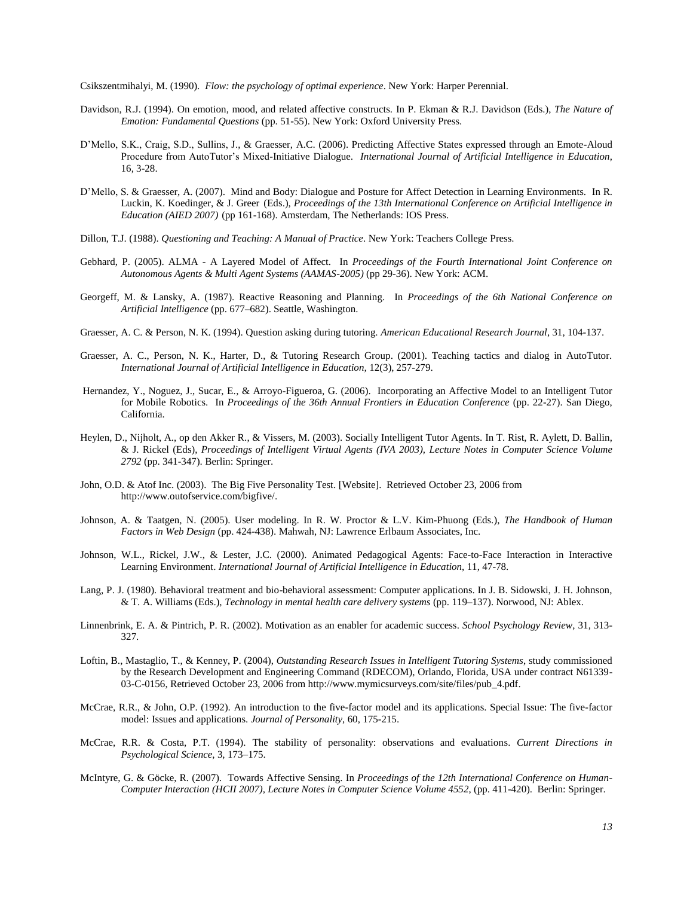Csikszentmihalyi, M. (1990). *Flow: the psychology of optimal experience*. New York: Harper Perennial.

Davidson, R.J. (1994). On emotion, mood, and related affective constructs. In P. Ekman & R.J. Davidson (Eds.), *The Nature of Emotion: Fundamental Questions* (pp. 51-55). New York: Oxford University Press.

D'Mello, S.K., Craig, S.D., Sullins, J., & Graesser, A.C. (2006). Predicting Affective States expressed through an Emote-Aloud Procedure from AutoTutor's Mixed-Initiative Dialogue. *International Journal of Artificial Intelligence in Education*, 16, 3-28.

D'Mello, S. & Graesser, A. (2007). Mind and Body: Dialogue and Posture for Affect Detection in Learning Environments. In R. Luckin, K. Koedinger, & J. Greer (Eds.), *Proceedings of the 13th International Conference on Artificial Intelligence in Education (AIED 2007)* (pp 161-168). Amsterdam, The Netherlands: IOS Press.

Dillon, T.J. (1988). *Questioning and Teaching: A Manual of Practice*. New York: Teachers College Press.

Gebhard, P. (2005). ALMA - A Layered Model of Affect. In *Proceedings of the Fourth International Joint Conference on Autonomous Agents & Multi Agent Systems (AAMAS-2005)* (pp 29-36). New York: ACM.

Georgeff, M. & Lansky, A. (1987). Reactive Reasoning and Planning. In *Proceedings of the 6th National Conference on Artificial Intelligence* (pp. 677–682). Seattle, Washington.

Graesser, A. C. & Person, N. K. (1994). Question asking during tutoring. *American Educational Research Journal*, 31, 104-137.

Graesser, A. C., Person, N. K., Harter, D., & Tutoring Research Group. (2001). Teaching tactics and dialog in AutoTutor. *International Journal of Artificial Intelligence in Education*, 12(3), 257-279.

Hernandez, Y., Noguez, J., Sucar, E., & Arroyo-Figueroa, G. (2006). Incorporating an Affective Model to an Intelligent Tutor for Mobile Robotics. In *Proceedings of the 36th Annual Frontiers in Education Conference* (pp. 22-27). San Diego, California.

Heylen, D., Nijholt, A., op den Akker R., & Vissers, M. (2003). Socially Intelligent Tutor Agents. In T. Rist, R. Aylett, D. Ballin, & J. Rickel (Eds), *Proceedings of Intelligent Virtual Agents (IVA 2003), Lecture Notes in Computer Science Volume 2792* (pp. 341-347). Berlin: Springer.

John, O.D. & Atof Inc. (2003). The Big Five Personality Test. [Website]. Retrieved October 23, 2006 from http://www.outofservice.com/bigfive/.

Johnson, A. & Taatgen, N. (2005). User modeling. In R. W. Proctor & L.V. Kim-Phuong (Eds.), *The Handbook of Human Factors in Web Design* (pp. 424-438). Mahwah, NJ: Lawrence Erlbaum Associates, Inc.

Johnson, W.L., Rickel, J.W., & Lester, J.C. (2000). Animated Pedagogical Agents: Face-to-Face Interaction in Interactive Learning Environment. *International Journal of Artificial Intelligence in Education*, 11, 47-78.

Lang, P. J. (1980). Behavioral treatment and bio-behavioral assessment: Computer applications. In J. B. Sidowski, J. H. Johnson, & T. A. Williams (Eds.), *Technology in mental health care delivery systems* (pp. 119–137). Norwood, NJ: Ablex.

Linnenbrink, E. A. & Pintrich, P. R. (2002). Motivation as an enabler for academic success. *School Psychology Review*, 31, 313-327.

Loftin, B., Mastaglio, T., & Kenney, P. (2004), *Outstanding Research Issues in Intelligent Tutoring Systems*, study commissioned by the Research Development and Engineering Command (RDECOM), Orlando, Florida, USA under contract N61339-03-C-0156, Retrieved October 23, 2006 from http://www.mymicsurveys.com/site/files/pub_4.pdf.

McCrae, R.R., & John, O.P. (1992). An introduction to the five-factor model and its applications. Special Issue: The five-factor model: Issues and applications. *Journal of Personality*, 60, 175-215.

McCrae, R.R. & Costa, P.T. (1994). The stability of personality: observations and evaluations. *Current Directions in Psychological Science*, 3, 173–175.

McIntyre, G. & Göcke, R. (2007). Towards Affective Sensing. In *Proceedings of the 12th International Conference on Human-Computer Interaction (HCII 2007), Lecture Notes in Computer Science Volume 4552*, (pp. 411-420). Berlin: Springer.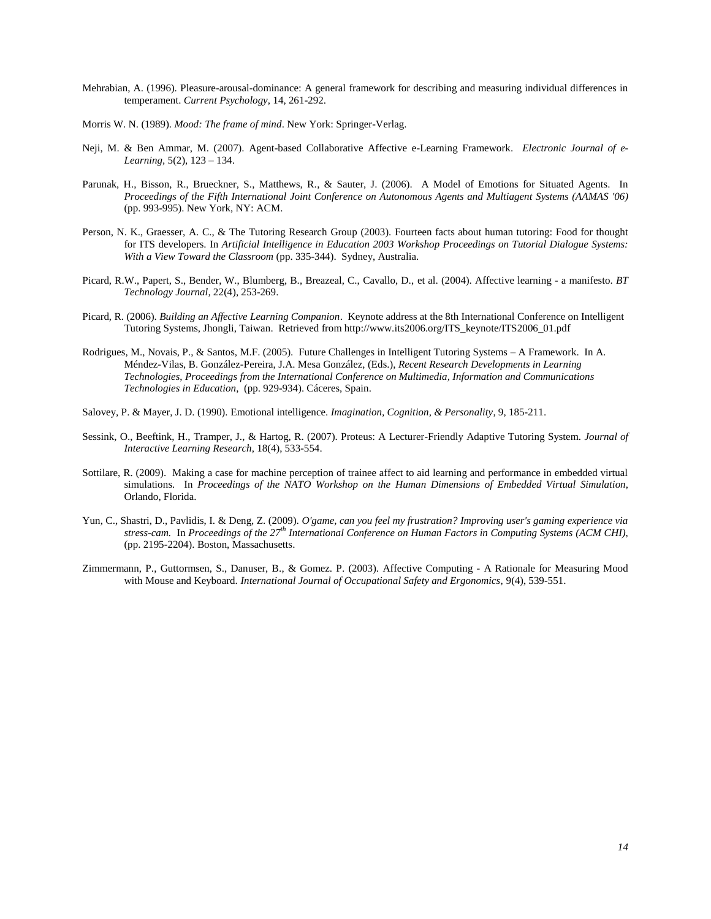Mehrabian, A. (1996). Pleasure-arousal-dominance: A general framework for describing and measuring individual differences in temperament. *Current Psychology*, 14, 261-292.

Morris W. N. (1989). *Mood: The frame of mind*. New York: Springer-Verlag.

Neji, M. & Ben Ammar, M. (2007). Agent-based Collaborative Affective e-Learning Framework. *Electronic Journal of e-Learning*, 5(2), 123 – 134.

Parunak, H., Bisson, R., Brueckner, S., Matthews, R., & Sauter, J. (2006). A Model of Emotions for Situated Agents. In *Proceedings of the Fifth International Joint Conference on Autonomous Agents and Multiagent Systems (AAMAS '06)* (pp. 993-995). New York, NY: ACM.

Person, N. K., Graesser, A. C., & The Tutoring Research Group (2003). Fourteen facts about human tutoring: Food for thought for ITS developers. In *Artificial Intelligence in Education 2003 Workshop Proceedings on Tutorial Dialogue Systems: With a View Toward the Classroom* (pp. 335-344). Sydney, Australia.

Picard, R.W., Papert, S., Bender, W., Blumberg, B., Breazeal, C., Cavallo, D., et al. (2004). Affective learning - a manifesto. *BT Technology Journal*, 22(4), 253-269.

Picard, R. (2006). *Building an Affective Learning Companion*. Keynote address at the 8th International Conference on Intelligent Tutoring Systems, Jhongli, Taiwan. Retrieved from http://www.its2006.org/ITS_keynote/ITS2006_01.pdf

Rodrigues, M., Novais, P., & Santos, M.F. (2005). Future Challenges in Intelligent Tutoring Systems – A Framework. In A. Méndez-Vilas, B. González-Pereira, J.A. Mesa González, (Eds.), *Recent Research Developments in Learning Technologies, Proceedings from the International Conference on Multimedia, Information and Communications Technologies in Education*, (pp. 929-934). Cáceres, Spain.

Salovey, P. & Mayer, J. D. (1990). Emotional intelligence. *Imagination, Cognition, & Personality*, 9, 185-211.

Sessink, O., Beeftink, H., Tramper, J., & Hartog, R. (2007). Proteus: A Lecturer-Friendly Adaptive Tutoring System. *Journal of Interactive Learning Research*, 18(4), 533-554.

Sottilare, R. (2009). Making a case for machine perception of trainee affect to aid learning and performance in embedded virtual simulations. In *Proceedings of the NATO Workshop on the Human Dimensions of Embedded Virtual Simulation*, Orlando, Florida.

Yun, C., Shastri, D., Pavlidis, I. & Deng, Z. (2009). *O'game, can you feel my frustration? Improving user's gaming experience via stress-cam.* In *Proceedings of the 27th International Conference on Human Factors in Computing Systems (ACM CHI)*, (pp. 2195-2204). Boston, Massachusetts.

Zimmermann, P., Guttormsen, S., Danuser, B., & Gomez. P. (2003). Affective Computing - A Rationale for Measuring Mood with Mouse and Keyboard. *International Journal of Occupational Safety and Ergonomics*, 9(4), 539-551.